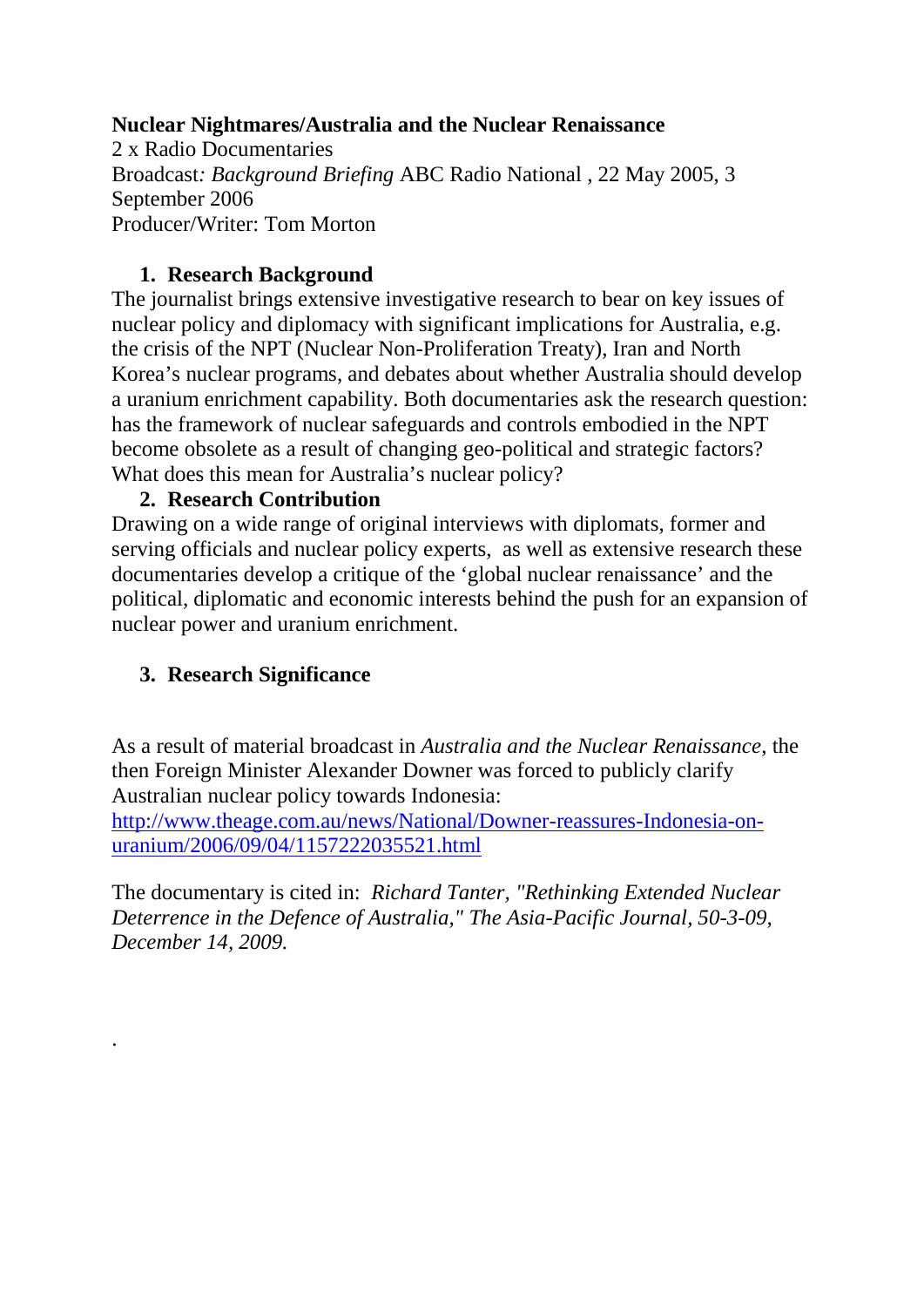**Nuclear Nightmares/Australia and the Nuclear Renaissance**
2 x Radio Documentaries
Broadcast*: Background Briefing* ABC Radio National , 22 May 2005, 3 September 2006
Producer/Writer: Tom Morton

1. **Research Background**

The journalist brings extensive investigative research to bear on key issues of nuclear policy and diplomacy with significant implications for Australia, e.g. the crisis of the NPT (Nuclear Non-Proliferation Treaty), Iran and North Korea's nuclear programs, and debates about whether Australia should develop a uranium enrichment capability. Both documentaries ask the research question: has the framework of nuclear safeguards and controls embodied in the NPT become obsolete as a result of changing geo-political and strategic factors? What does this mean for Australia's nuclear policy?

2. **Research Contribution**

Drawing on a wide range of original interviews with diplomats, former and serving officials and nuclear policy experts, as well as extensive research these documentaries develop a critique of the 'global nuclear renaissance' and the political, diplomatic and economic interests behind the push for an expansion of nuclear power and uranium enrichment.

3. **Research Significance**

As a result of material broadcast in *Australia and the Nuclear Renaissance*, the then Foreign Minister Alexander Downer was forced to publicly clarify Australian nuclear policy towards Indonesia:
[http://www.theage.com.au/news/National/Downer-reassures-Indonesia-on-uranium/2006/09/04/1157222035521.html](http://www.theage.com.au/news/National/Downer-reassures-Indonesia-on-uranium/2006/09/04/1157222035521.html)

The documentary is cited in: *Richard Tanter, "Rethinking Extended Nuclear Deterrence in the Defence of Australia," The Asia-Pacific Journal, 50-3-09, December 14, 2009.*

.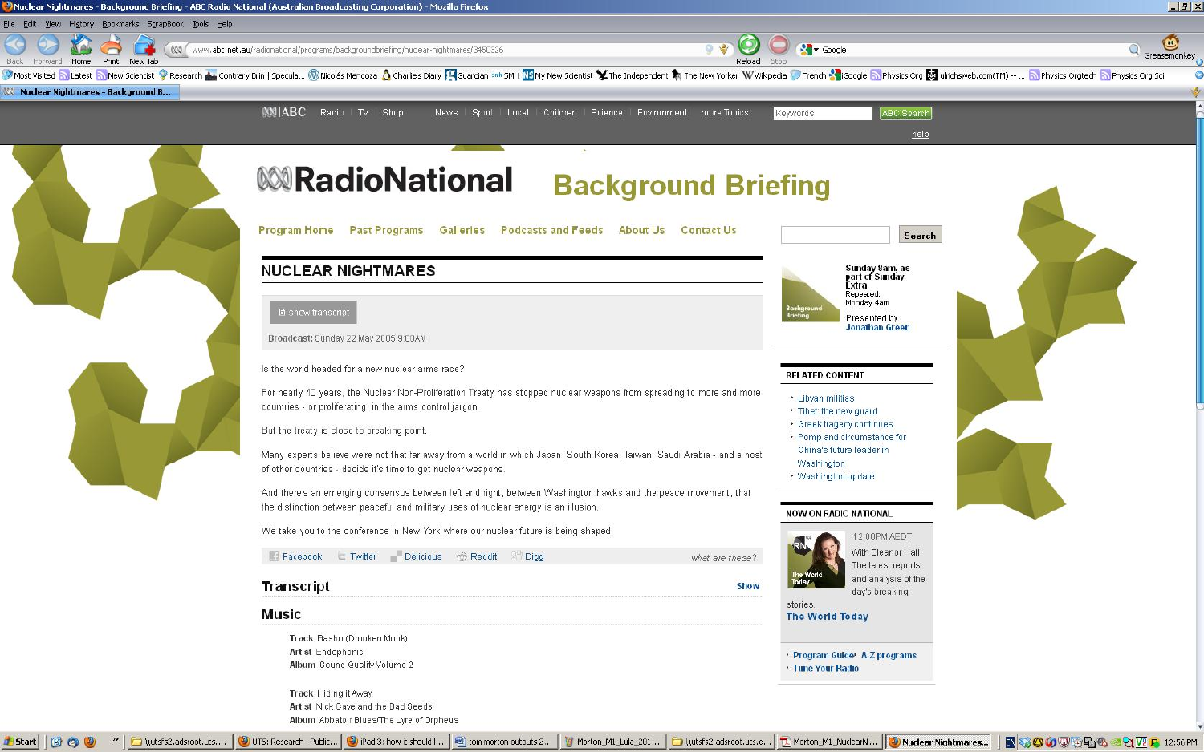# NUCLEAR NIGHTMARES

show transcript

**Broadcast:** Sunday 22 May 2005 9:00AM

Is the world headed for a new nuclear arms race?

For nearly 40 years, the Nuclear Non-Proliferation Treaty has stopped nuclear weapons from spreading to more and more countries - or proliferating, in the arms control jargon.

But the treaty is close to breaking point.

Many experts believe we're not that far away from a world in which Japan, South Korea, Taiwan, Saudi Arabia - and a host of other countries - decide it's time to get nuclear weapons.

And there's an emerging consensus between left and right, between Washington hawks and the peace movement, that the distinction between peaceful and military uses of nuclear energy is an illusion.

We take you to the conference in New York where our nuclear future is being shaped.

## Transcript

## Music

**Track** Basho (Drunken Monk)
**Artist** Endophonic
**Album** Sound Quality Volume 2

**Track** Hiding it Away
**Artist** Nick Cave and the Bad Seeds
**Album** Abbatoir Blues/The Lyre of Orpheus